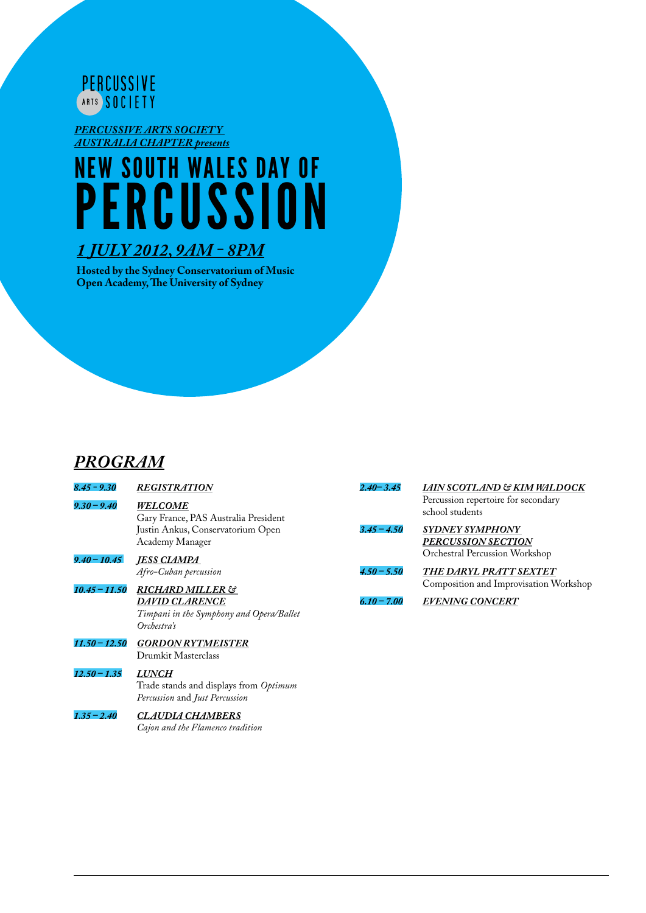PERCUSSIVE ARTS SOCIETY

***PERCUSSIVE ARTS SOCIETY AUSTRALIA CHAPTER presents***

# NEW SOUTH WALES DAY OF PERCUSSION

## *1 JULY 2012, 9AM – 8PM*

**Hosted by the Sydney Conservatorium of Music Open Academy, The University of Sydney**

## *PROGRAM*

***8.45 – 9.30*** ***REGISTRATION***

***9.30 – 9.40*** ***WELCOME***
Gary France, PAS Australia President
Justin Ankus, Conservatorium Open Academy Manager

***9.40 – 10.45*** ***JESS CIAMPA***
*Afro-Cuban percussion*

***10.45 – 11.50*** ***RICHARD MILLER & DAVID CLARENCE***
*Timpani in the Symphony and Opera/Ballet Orchestra's*

***11.50 – 12.50*** ***GORDON RYTMEISTER***
Drumkit Masterclass

***12.50 – 1.35*** ***LUNCH***
Trade stands and displays from *Optimum Percussion* and *Just Percussion*

***1.35 – 2.40*** ***CLAUDIA CHAMBERS***
*Cajon and the Flamenco tradition*

***2.40– 3.45*** ***IAIN SCOTLAND & KIM WALDOCK***
Percussion repertoire for secondary school students

***3.45 – 4.50*** ***SYDNEY SYMPHONY PERCUSSION SECTION***
Orchestral Percussion Workshop

***4.50 – 5.50*** ***THE DARYL PRATT SEXTET***
Composition and Improvisation Workshop

***6.10 – 7.00*** ***EVENING CONCERT***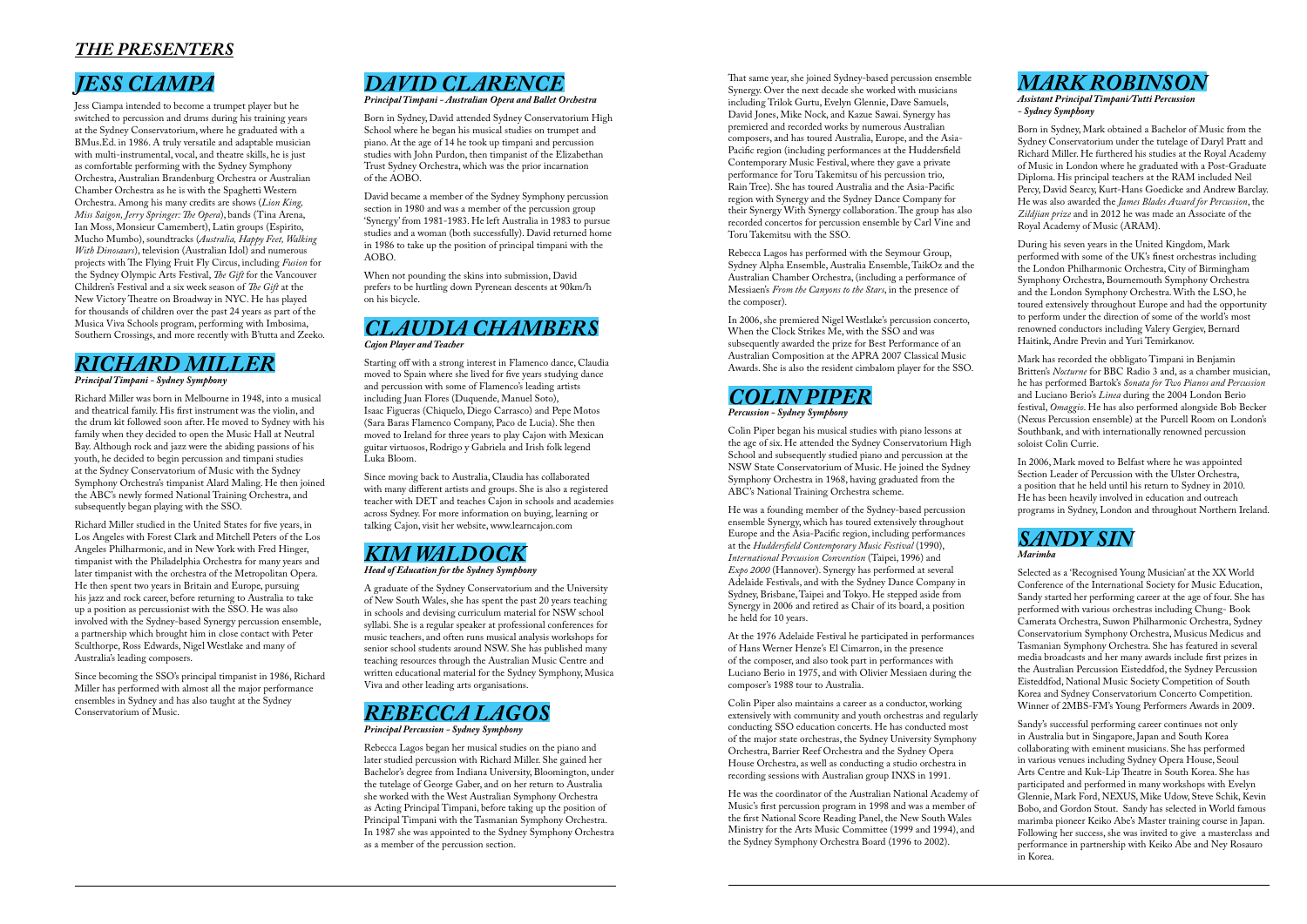## *THE PRESENTERS*

### *JESS CIAMPA*

Jess Ciampa intended to become a trumpet player but he switched to percussion and drums during his training years at the Sydney Conservatorium, where he graduated with a BMus.Ed. in 1986. A truly versatile and adaptable musician with multi-instrumental, vocal, and theatre skills, he is just as comfortable performing with the Sydney Symphony Orchestra, Australian Brandenburg Orchestra or Australian Chamber Orchestra as he is with the Spaghetti Western Orchestra. Among his many credits are shows (*Lion King, Miss Saigon, Jerry Springer: The Opera*), bands (Tina Arena, Ian Moss, Monsieur Camembert), Latin groups (Espirito, Mucho Mumbo), soundtracks (*Australia, Happy Feet, Walking With Dinosaurs*), television (Australian Idol) and numerous projects with The Flying Fruit Fly Circus, including *Fusion* for the Sydney Olympic Arts Festival, *The Gift* for the Vancouver Children's Festival and a six week season of *The Gift* at the New Victory Theatre on Broadway in NYC. He has played for thousands of children over the past 24 years as part of the Musica Viva Schools program, performing with Imbosima, Southern Crossings, and more recently with B'tutta and Zeeko.

### *RICHARD MILLER*

***Principal Timpani - Sydney Symphony***

Richard Miller was born in Melbourne in 1948, into a musical and theatrical family. His first instrument was the violin, and the drum kit followed soon after. He moved to Sydney with his family when they decided to open the Music Hall at Neutral Bay. Although rock and jazz were the abiding passions of his youth, he decided to begin percussion and timpani studies at the Sydney Conservatorium of Music with the Sydney Symphony Orchestra's timpanist Alard Maling. He then joined the ABC's newly formed National Training Orchestra, and subsequently began playing with the SSO.

Richard Miller studied in the United States for five years, in Los Angeles with Forest Clark and Mitchell Peters of the Los Angeles Philharmonic, and in New York with Fred Hinger, timpanist with the Philadelphia Orchestra for many years and later timpanist with the orchestra of the Metropolitan Opera. He then spent two years in Britain and Europe, pursuing his jazz and rock career, before returning to Australia to take up a position as percussionist with the SSO. He was also involved with the Sydney-based Synergy percussion ensemble, a partnership which brought him in close contact with Peter Sculthorpe, Ross Edwards, Nigel Westlake and many of Australia's leading composers.

Since becoming the SSO's principal timpanist in 1986, Richard Miller has performed with almost all the major performance ensembles in Sydney and has also taught at the Sydney Conservatorium of Music.

### *DAVID CLARENCE*

***Principal Timpani - Australian Opera and Ballet Orchestra***

Born in Sydney, David attended Sydney Conservatorium High School where he began his musical studies on trumpet and piano. At the age of 14 he took up timpani and percussion studies with John Purdon, then timpanist of the Elizabethan Trust Sydney Orchestra, which was the prior incarnation of the AOBO.

David became a member of the Sydney Symphony percussion section in 1980 and was a member of the percussion group 'Synergy' from 1981-1983. He left Australia in 1983 to pursue studies and a woman (both successfully). David returned home in 1986 to take up the position of principal timpani with the AOBO.

When not pounding the skins into submission, David prefers to be hurtling down Pyrenean descents at 90km/h on his bicycle.

### *CLAUDIA CHAMBERS*

***Cajon Player and Teacher***

Starting off with a strong interest in Flamenco dance, Claudia moved to Spain where she lived for five years studying dance and percussion with some of Flamenco's leading artists including Juan Flores (Duquende, Manuel Soto), Isaac Figueras (Chiquelo, Diego Carrasco) and Pepe Motos (Sara Baras Flamenco Company, Paco de Lucia). She then moved to Ireland for three years to play Cajon with Mexican guitar virtuosos, Rodrigo y Gabriela and Irish folk legend Luka Bloom.

Since moving back to Australia, Claudia has collaborated with many different artists and groups. She is also a registered teacher with DET and teaches Cajon in schools and academies across Sydney. For more information on buying, learning or talking Cajon, visit her website, www.learncajon.com

### *KIM WALDOCK*

***Head of Education for the Sydney Symphony***

A graduate of the Sydney Conservatorium and the University of New South Wales, she has spent the past 20 years teaching in schools and devising curriculum material for NSW school syllabi. She is a regular speaker at professional conferences for music teachers, and often runs musical analysis workshops for senior school students around NSW. She has published many teaching resources through the Australian Music Centre and written educational material for the Sydney Symphony, Musica Viva and other leading arts organisations.

### *REBECCA LAGOS*

***Principal Percussion - Sydney Symphony***

Rebecca Lagos began her musical studies on the piano and later studied percussion with Richard Miller. She gained her Bachelor's degree from Indiana University, Bloomington, under the tutelage of George Gaber, and on her return to Australia she worked with the West Australian Symphony Orchestra as Acting Principal Timpani, before taking up the position of Principal Timpani with the Tasmanian Symphony Orchestra. In 1987 she was appointed to the Sydney Symphony Orchestra as a member of the percussion section.

That same year, she joined Sydney-based percussion ensemble Synergy. Over the next decade she worked with musicians including Trilok Gurtu, Evelyn Glennie, Dave Samuels, David Jones, Mike Nock, and Kazue Sawai. Synergy has premiered and recorded works by numerous Australian composers, and has toured Australia, Europe, and the Asia-Pacific region (including performances at the Huddersfield Contemporary Music Festival, where they gave a private performance for Toru Takemitsu of his percussion trio, Rain Tree). She has toured Australia and the Asia-Pacific region with Synergy and the Sydney Dance Company for their Synergy With Synergy collaboration. The group has also recorded concertos for percussion ensemble by Carl Vine and Toru Takemitsu with the SSO.

Rebecca Lagos has performed with the Seymour Group, Sydney Alpha Ensemble, Australia Ensemble, TaikOz and the Australian Chamber Orchestra, (including a performance of Messiaen's *From the Canyons to the Stars*, in the presence of the composer).

In 2006, she premiered Nigel Westlake's percussion concerto, When the Clock Strikes Me, with the SSO and was subsequently awarded the prize for Best Performance of an Australian Composition at the APRA 2007 Classical Music Awards. She is also the resident cimbalom player for the SSO.

### *COLIN PIPER*

***Percussion - Sydney Symphony***

Colin Piper began his musical studies with piano lessons at the age of six. He attended the Sydney Conservatorium High School and subsequently studied piano and percussion at the NSW State Conservatorium of Music. He joined the Sydney Symphony Orchestra in 1968, having graduated from the ABC's National Training Orchestra scheme.

He was a founding member of the Sydney-based percussion ensemble Synergy, which has toured extensively throughout Europe and the Asia-Pacific region, including performances at the *Huddersfield Contemporary Music Festival* (1990), *International Percussion Convention* (Taipei, 1996) and *Expo 2000* (Hannover). Synergy has performed at several Adelaide Festivals, and with the Sydney Dance Company in Sydney, Brisbane, Taipei and Tokyo. He stepped aside from Synergy in 2006 and retired as Chair of its board, a position he held for 10 years.

At the 1976 Adelaide Festival he participated in performances of Hans Werner Henze's El Cimarron, in the presence of the composer, and also took part in performances with Luciano Berio in 1975, and with Olivier Messiaen during the composer's 1988 tour to Australia.

Colin Piper also maintains a career as a conductor, working extensively with community and youth orchestras and regularly conducting SSO education concerts. He has conducted most of the major state orchestras, the Sydney University Symphony Orchestra, Barrier Reef Orchestra and the Sydney Opera House Orchestra, as well as conducting a studio orchestra in recording sessions with Australian group INXS in 1991.

He was the coordinator of the Australian National Academy of Music's first percussion program in 1998 and was a member of the first National Score Reading Panel, the New South Wales Ministry for the Arts Music Committee (1999 and 1994), and the Sydney Symphony Orchestra Board (1996 to 2002).

### *MARK ROBINSON*

***Assistant Principal Timpani/Tutti Percussion - Sydney Symphony***

Born in Sydney, Mark obtained a Bachelor of Music from the Sydney Conservatorium under the tutelage of Daryl Pratt and Richard Miller. He furthered his studies at the Royal Academy of Music in London where he graduated with a Post-Graduate Diploma. His principal teachers at the RAM included Neil Percy, David Searcy, Kurt-Hans Goedicke and Andrew Barclay. He was also awarded the *James Blades Award for Percussion*, the *Zildjian prize* and in 2012 he was made an Associate of the Royal Academy of Music (ARAM).

During his seven years in the United Kingdom, Mark performed with some of the UK's finest orchestras including the London Philharmonic Orchestra, City of Birmingham Symphony Orchestra, Bournemouth Symphony Orchestra and the London Symphony Orchestra. With the LSO, he toured extensively throughout Europe and had the opportunity to perform under the direction of some of the world's most renowned conductors including Valery Gergiev, Bernard Haitink, Andre Previn and Yuri Temirkanov.

Mark has recorded the obbligato Timpani in Benjamin Britten's *Nocturne* for BBC Radio 3 and, as a chamber musician, he has performed Bartok's *Sonata for Two Pianos and Percussion* and Luciano Berio's *Linea* during the 2004 London Berio festival, *Omaggio*. He has also performed alongside Bob Becker (Nexus Percussion ensemble) at the Purcell Room on London's Southbank, and with internationally renowned percussion soloist Colin Currie.

In 2006, Mark moved to Belfast where he was appointed Section Leader of Percussion with the Ulster Orchestra, a position that he held until his return to Sydney in 2010. He has been heavily involved in education and outreach programs in Sydney, London and throughout Northern Ireland.

### *SANDY SIN*

***Marimba***

Selected as a 'Recognised Young Musician' at the XX World Conference of the International Society for Music Education, Sandy started her performing career at the age of four. She has performed with various orchestras including Chung- Book Camerata Orchestra, Suwon Philharmonic Orchestra, Sydney Conservatorium Symphony Orchestra, Musicus Medicus and Tasmanian Symphony Orchestra. She has featured in several media broadcasts and her many awards include first prizes in the Australian Percussion Eisteddfod, the Sydney Percussion Eisteddfod, National Music Society Competition of South Korea and Sydney Conservatorium Concerto Competition. Winner of 2MBS-FM's Young Performers Awards in 2009.

Sandy's successful performing career continues not only in Australia but in Singapore, Japan and South Korea collaborating with eminent musicians. She has performed in various venues including Sydney Opera House, Seoul Arts Centre and Kuk-Lip Theatre in South Korea. She has participated and performed in many workshops with Evelyn Glennie, Mark Ford, NEXUS, Mike Udow, Steve Schik, Kevin Bobo, and Gordon Stout. Sandy has selected in World famous marimba pioneer Keiko Abe's Master training course in Japan. Following her success, she was invited to give a masterclass and performance in partnership with Keiko Abe and Ney Rosauro in Korea.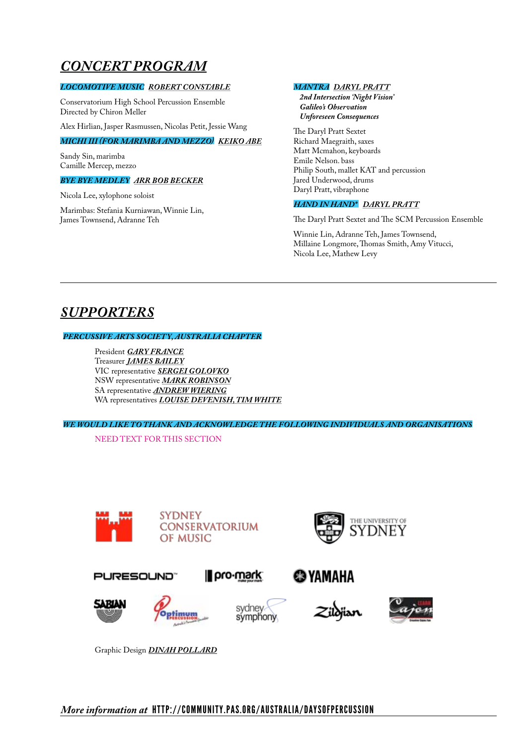## CONCERT PROGRAM

***LOCOMOTIVE MUSIC*** ***ROBERT CONSTABLE***

Conservatorium High School Percussion Ensemble
Directed by Chiron Meller

Alex Hirlian, Jasper Rasmussen, Nicolas Petit, Jessie Wang

***MICHI III (FOR MARIMBA AND MEZZO)*** ***KEIKO ABE***

Sandy Sin, marimba
Camille Mercep, mezzo

***BYE BYE MEDLEY*** ***ARR BOB BECKER***

Nicola Lee, xylophone soloist

Marimbas: Stefania Kurniawan, Winnie Lin,
James Townsend, Adranne Teh

***MANTRA*** ***DARYL PRATT***

***2nd Intersection 'Night Vision'***
***Galileo's Observation***
***Unforeseen Consequences***

The Daryl Pratt Sextet
Richard Maegraith, saxes
Matt Mcmahon, keyboards
Emile Nelson. bass
Philip South, mallet KAT and percussion
Jared Underwood, drums
Daryl Pratt, vibraphone

***HAND IN HAND**** ***DARYL PRATT***

The Daryl Pratt Sextet and The SCM Percussion Ensemble

Winnie Lin, Adranne Teh, James Townsend,
Millaine Longmore, Thomas Smith, Amy Vitucci,
Nicola Lee, Mathew Levy

---

## SUPPORTERS

***PERCUSSIVE ARTS SOCIETY, AUSTRALIA CHAPTER***

President ***GARY FRANCE***
Treasurer ***JAMES BAILEY***
VIC representative ***SERGEI GOLOVKO***
NSW representative ***MARK ROBINSON***
SA representative ***ANDREW WIERING***
WA representatives ***LOUISE DEVENISH, TIM WHITE***

***WE WOULD LIKE TO THANK AND ACKNOWLEDGE THE FOLLOWING INDIVIDUALS AND ORGANISATIONS***

NEED TEXT FOR THIS SECTION

SYDNEY CONSERVATORIUM OF MUSIC

THE UNIVERSITY OF SYDNEY

PURESOUND™ pro·mark YAMAHA

SABIAN Optimum Percussion sydney symphony Zildjian Cajon

Graphic Design ***DINAH POLLARD***

*More information at* HTTP://COMMUNITY.PAS.ORG/AUSTRALIA/DAYSOFPERCUSSION